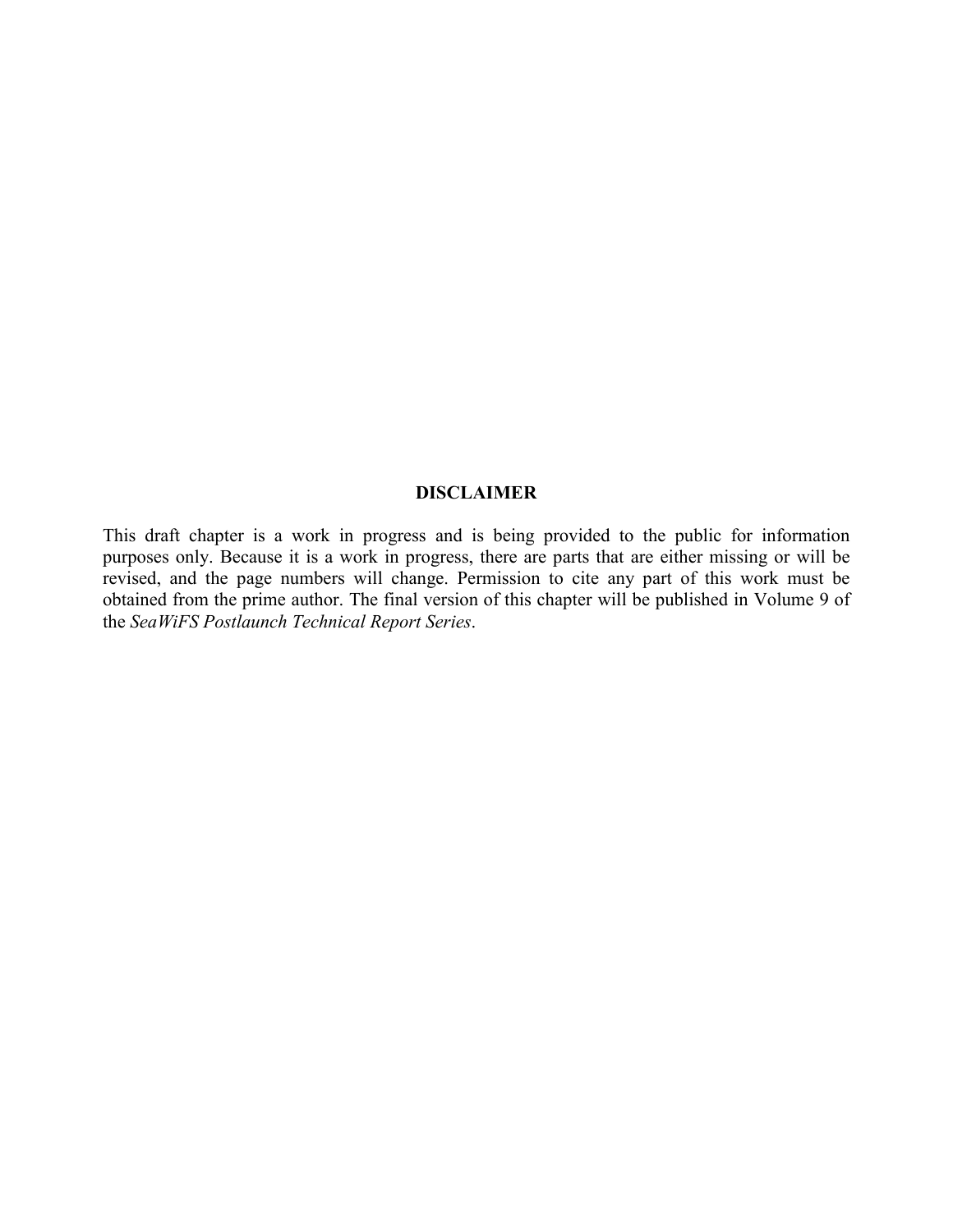**DISCLAIMER**

This draft chapter is a work in progress and is being provided to the public for information purposes only. Because it is a work in progress, there are parts that are either missing or will be revised, and the page numbers will change. Permission to cite any part of this work must be obtained from the prime author. The final version of this chapter will be published in Volume 9 of the *SeaWiFS Postlaunch Technical Report Series*.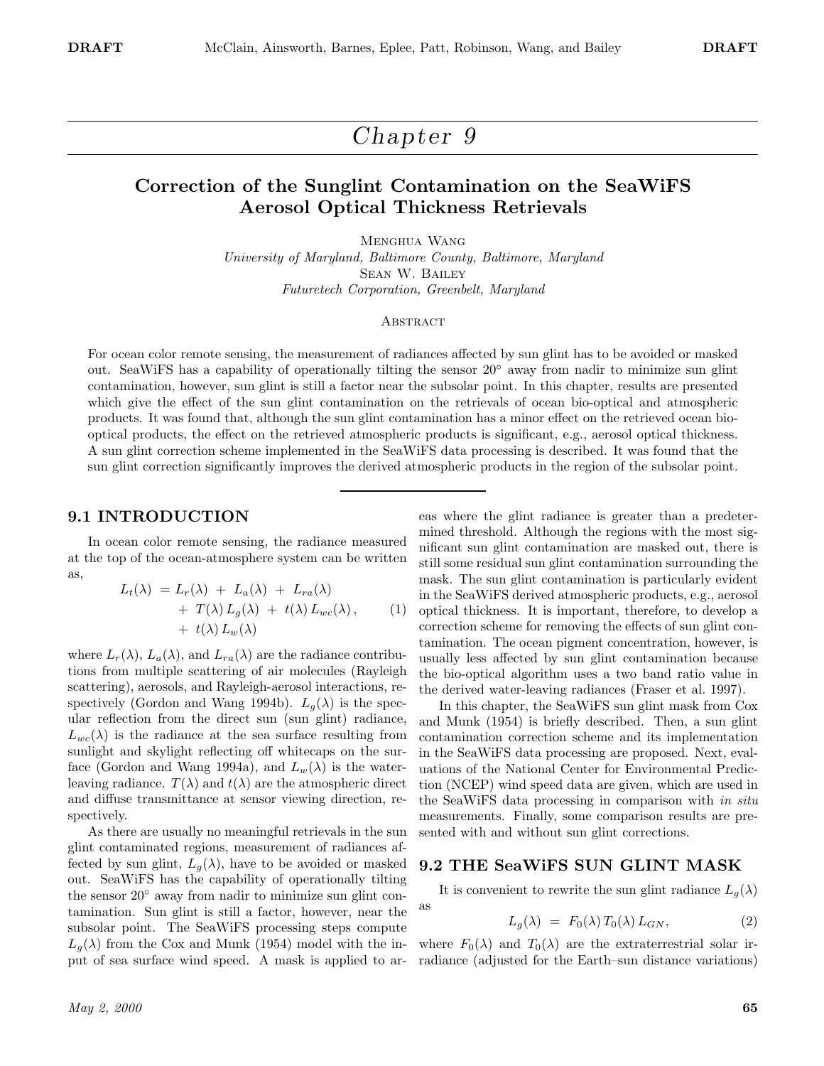# Chapter 9

## Correction of the Sunglint Contamination on the SeaWiFS Aerosol Optical Thickness Retrievals

Menghua Wang
*University of Maryland, Baltimore County, Baltimore, Maryland*
Sean W. Bailey
*Futuretech Corporation, Greenbelt, Maryland*

### Abstract

For ocean color remote sensing, the measurement of radiances affected by sun glint has to be avoided or masked out. SeaWiFS has a capability of operationally tilting the sensor 20° away from nadir to minimize sun glint contamination, however, sun glint is still a factor near the subsolar point. In this chapter, results are presented which give the effect of the sun glint contamination on the retrievals of ocean bio-optical and atmospheric products. It was found that, although the sun glint contamination has a minor effect on the retrieved ocean bio-optical products, the effect on the retrieved atmospheric products is significant, e.g., aerosol optical thickness. A sun glint correction scheme implemented in the SeaWiFS data processing is described. It was found that the sun glint correction significantly improves the derived atmospheric products in the region of the subsolar point.

## 9.1 INTRODUCTION

In ocean color remote sensing, the radiance measured at the top of the ocean-atmosphere system can be written as,

$$
\begin{aligned}
L_t(\lambda) \; &= L_r(\lambda) \; + \; L_a(\lambda) \; + \; L_{ra}(\lambda) \\
&+ \; T(\lambda)\, L_g(\lambda) \; + \; t(\lambda)\, L_{wc}(\lambda)\,, \\
&+ \; t(\lambda)\, L_w(\lambda)
\end{aligned}
\tag{1}
$$

where $L_r(\lambda)$, $L_a(\lambda)$, and $L_{ra}(\lambda)$ are the radiance contributions from multiple scattering of air molecules (Rayleigh scattering), aerosols, and Rayleigh-aerosol interactions, respectively (Gordon and Wang 1994b). $L_g(\lambda)$ is the specular reflection from the direct sun (sun glint) radiance, $L_{wc}(\lambda)$ is the radiance at the sea surface resulting from sunlight and skylight reflecting off whitecaps on the surface (Gordon and Wang 1994a), and $L_w(\lambda)$ is the water-leaving radiance. $T(\lambda)$ and $t(\lambda)$ are the atmospheric direct and diffuse transmittance at sensor viewing direction, respectively.

As there are usually no meaningful retrievals in the sun glint contaminated regions, measurement of radiances affected by sun glint, $L_g(\lambda)$, have to be avoided or masked out. SeaWiFS has the capability of operationally tilting the sensor 20° away from nadir to minimize sun glint contamination. Sun glint is still a factor, however, near the subsolar point. The SeaWiFS processing steps compute $L_g(\lambda)$ from the Cox and Munk (1954) model with the input of sea surface wind speed. A mask is applied to areas where the glint radiance is greater than a predetermined threshold. Although the regions with the most significant sun glint contamination are masked out, there is still some residual sun glint contamination surrounding the mask. The sun glint contamination is particularly evident in the SeaWiFS derived atmospheric products, e.g., aerosol optical thickness. It is important, therefore, to develop a correction scheme for removing the effects of sun glint contamination. The ocean pigment concentration, however, is usually less affected by sun glint contamination because the bio-optical algorithm uses a two band ratio value in the derived water-leaving radiances (Fraser et al. 1997).

In this chapter, the SeaWiFS sun glint mask from Cox and Munk (1954) is briefly described. Then, a sun glint contamination correction scheme and its implementation in the SeaWiFS data processing are proposed. Next, evaluations of the National Center for Environmental Prediction (NCEP) wind speed data are given, which are used in the SeaWiFS data processing in comparison with *in situ* measurements. Finally, some comparison results are presented with and without sun glint corrections.

## 9.2 THE SeaWiFS SUN GLINT MASK

It is convenient to rewrite the sun glint radiance $L_g(\lambda)$ as

$$
L_g(\lambda) \;=\; F_0(\lambda)\, T_0(\lambda)\, L_{GN}, \tag{2}
$$

where $F_0(\lambda)$ and $T_0(\lambda)$ are the extraterrestrial solar irradiance (adjusted for the Earth–sun distance variations)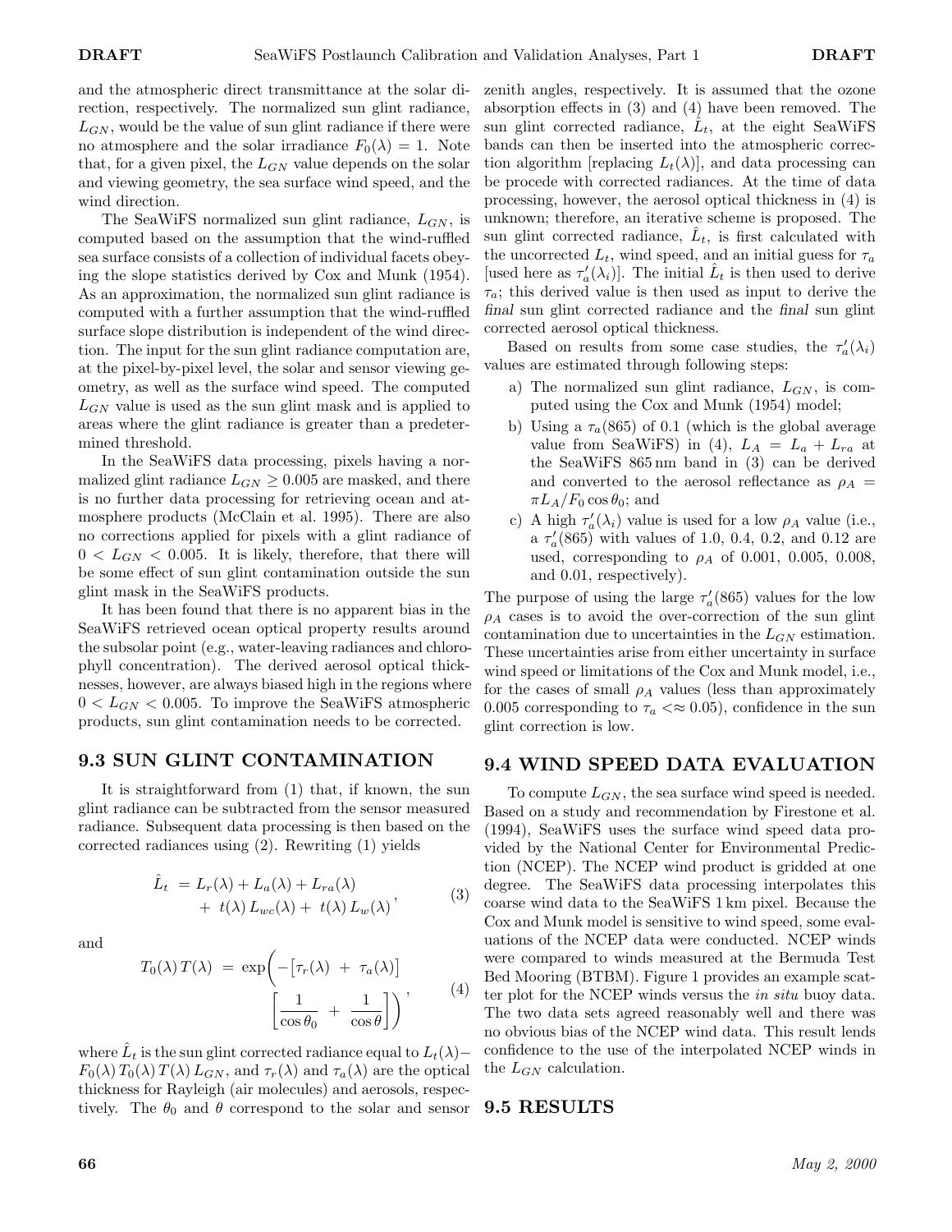and the atmospheric direct transmittance at the solar direction, respectively. The normalized sun glint radiance, $L_{GN}$, would be the value of sun glint radiance if there were no atmosphere and the solar irradiance $F_0(\lambda) = 1$. Note that, for a given pixel, the $L_{GN}$ value depends on the solar and viewing geometry, the sea surface wind speed, and the wind direction.

The SeaWiFS normalized sun glint radiance, $L_{GN}$, is computed based on the assumption that the wind-ruffled sea surface consists of a collection of individual facets obeying the slope statistics derived by Cox and Munk (1954). As an approximation, the normalized sun glint radiance is computed with a further assumption that the wind-ruffled surface slope distribution is independent of the wind direction. The input for the sun glint radiance computation are, at the pixel-by-pixel level, the solar and sensor viewing geometry, as well as the surface wind speed. The computed $L_{GN}$ value is used as the sun glint mask and is applied to areas where the glint radiance is greater than a predetermined threshold.

In the SeaWiFS data processing, pixels having a normalized glint radiance $L_{GN} \geq 0.005$ are masked, and there is no further data processing for retrieving ocean and atmosphere products (McClain et al. 1995). There are also no corrections applied for pixels with a glint radiance of $0 < L_{GN} < 0.005$. It is likely, therefore, that there will be some effect of sun glint contamination outside the sun glint mask in the SeaWiFS products.

It has been found that there is no apparent bias in the SeaWiFS retrieved ocean optical property results around the subsolar point (e.g., water-leaving radiances and chlorophyll concentration). The derived aerosol optical thicknesses, however, are always biased high in the regions where $0 < L_{GN} < 0.005$. To improve the SeaWiFS atmospheric products, sun glint contamination needs to be corrected.

## 9.3 SUN GLINT CONTAMINATION

It is straightforward from (1) that, if known, the sun glint radiance can be subtracted from the sensor measured radiance. Subsequent data processing is then based on the corrected radiances using (2). Rewriting (1) yields

$$\hat{L}_t = L_r(\lambda) + L_a(\lambda) + L_{ra}(\lambda) + t(\lambda)\,L_{wc}(\lambda) + t(\lambda)\,L_w(\lambda), \tag{3}$$

and

$$T_0(\lambda)\,T(\lambda) = \exp\left(-\big[\tau_r(\lambda) + \tau_a(\lambda)\big]\left[\frac{1}{\cos\theta_0} + \frac{1}{\cos\theta}\right]\right), \tag{4}$$

where $\hat{L}_t$ is the sun glint corrected radiance equal to $L_t(\lambda) - F_0(\lambda)\,T_0(\lambda)\,T(\lambda)\,L_{GN}$, and $\tau_r(\lambda)$ and $\tau_a(\lambda)$ are the optical thickness for Rayleigh (air molecules) and aerosols, respectively. The $\theta_0$ and $\theta$ correspond to the solar and sensor zenith angles, respectively. It is assumed that the ozone absorption effects in (3) and (4) have been removed. The sun glint corrected radiance, $\hat{L}_t$, at the eight SeaWiFS bands can then be inserted into the atmospheric correction algorithm [replacing $L_t(\lambda)$], and data processing can be procede with corrected radiances. At the time of data processing, however, the aerosol optical thickness in (4) is unknown; therefore, an iterative scheme is proposed. The sun glint corrected radiance, $\hat{L}_t$, is first calculated with the uncorrected $L_t$, wind speed, and an initial guess for $\tau_a$ [used here as $\tau_a'(\lambda_i)$]. The initial $\hat{L}_t$ is then used to derive $\tau_a$; this derived value is then used as input to derive the *final* sun glint corrected radiance and the *final* sun glint corrected aerosol optical thickness.

Based on results from some case studies, the $\tau_a'(\lambda_i)$ values are estimated through following steps:

a) The normalized sun glint radiance, $L_{GN}$, is computed using the Cox and Munk (1954) model;

b) Using a $\tau_a(865)$ of 0.1 (which is the global average value from SeaWiFS) in (4), $L_A = L_a + L_{ra}$ at the SeaWiFS 865 nm band in (3) can be derived and converted to the aerosol reflectance as $\rho_A = \pi L_A / F_0 \cos\theta_0$; and

c) A high $\tau_a'(\lambda_i)$ value is used for a low $\rho_A$ value (i.e., a $\tau_a'(865)$ with values of 1.0, 0.4, 0.2, and 0.12 are used, corresponding to $\rho_A$ of 0.001, 0.005, 0.008, and 0.01, respectively).

The purpose of using the large $\tau_a'(865)$ values for the low $\rho_A$ cases is to avoid the over-correction of the sun glint contamination due to uncertainties in the $L_{GN}$ estimation. These uncertainties arise from either uncertainty in surface wind speed or limitations of the Cox and Munk model, i.e., for the cases of small $\rho_A$ values (less than approximately 0.005 corresponding to $\tau_a <\approx 0.05$), confidence in the sun glint correction is low.

## 9.4 WIND SPEED DATA EVALUATION

To compute $L_{GN}$, the sea surface wind speed is needed. Based on a study and recommendation by Firestone et al. (1994), SeaWiFS uses the surface wind speed data provided by the National Center for Environmental Prediction (NCEP). The NCEP wind product is gridded at one degree. The SeaWiFS data processing interpolates this coarse wind data to the SeaWiFS 1 km pixel. Because the Cox and Munk model is sensitive to wind speed, some evaluations of the NCEP data were conducted. NCEP winds were compared to winds measured at the Bermuda Test Bed Mooring (BTBM). Figure 1 provides an example scatter plot for the NCEP winds versus the *in situ* buoy data. The two data sets agreed reasonably well and there was no obvious bias of the NCEP wind data. This result lends confidence to the use of the interpolated NCEP winds in the $L_{GN}$ calculation.

## 9.5 RESULTS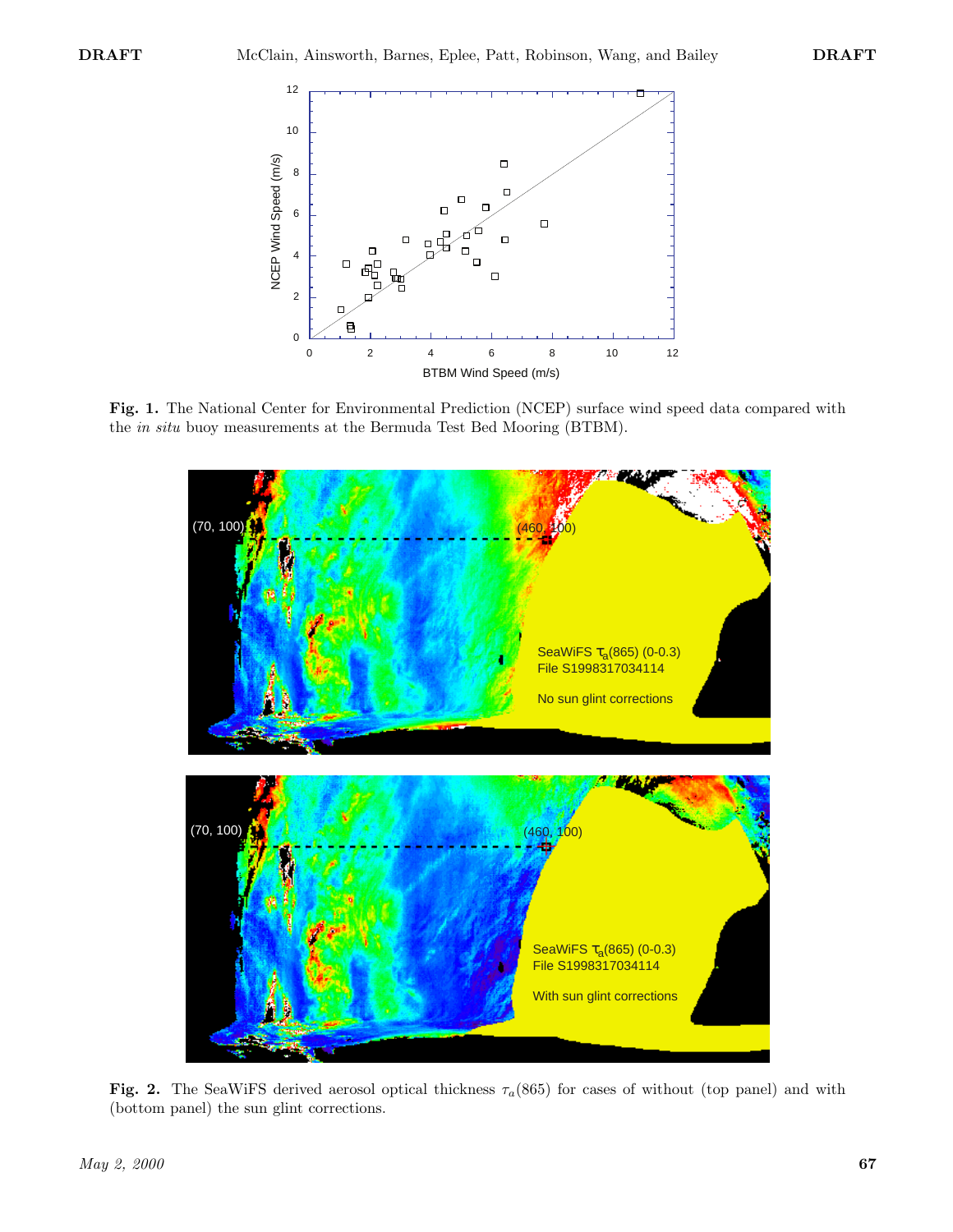**Fig. 1.** The National Center for Environmental Prediction (NCEP) surface wind speed data compared with the *in situ* buoy measurements at the Bermuda Test Bed Mooring (BTBM).

**Fig. 2.** The SeaWiFS derived aerosol optical thickness $\tau_a(865)$ for cases of without (top panel) and with (bottom panel) the sun glint corrections.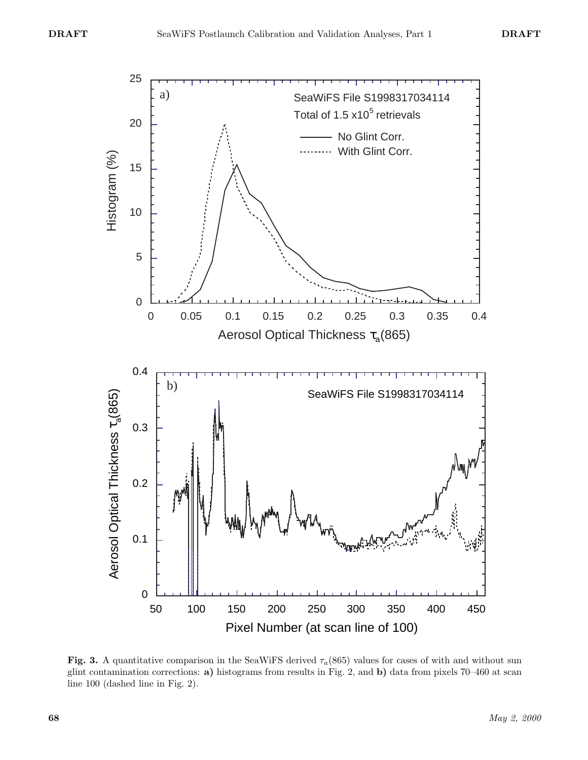**Fig. 3.** A quantitative comparison in the SeaWiFS derived $\tau_a(865)$ values for cases of with and without sun glint contamination corrections: **a)** histograms from results in Fig. 2, and **b)** data from pixels 70–460 at scan line 100 (dashed line in Fig. 2).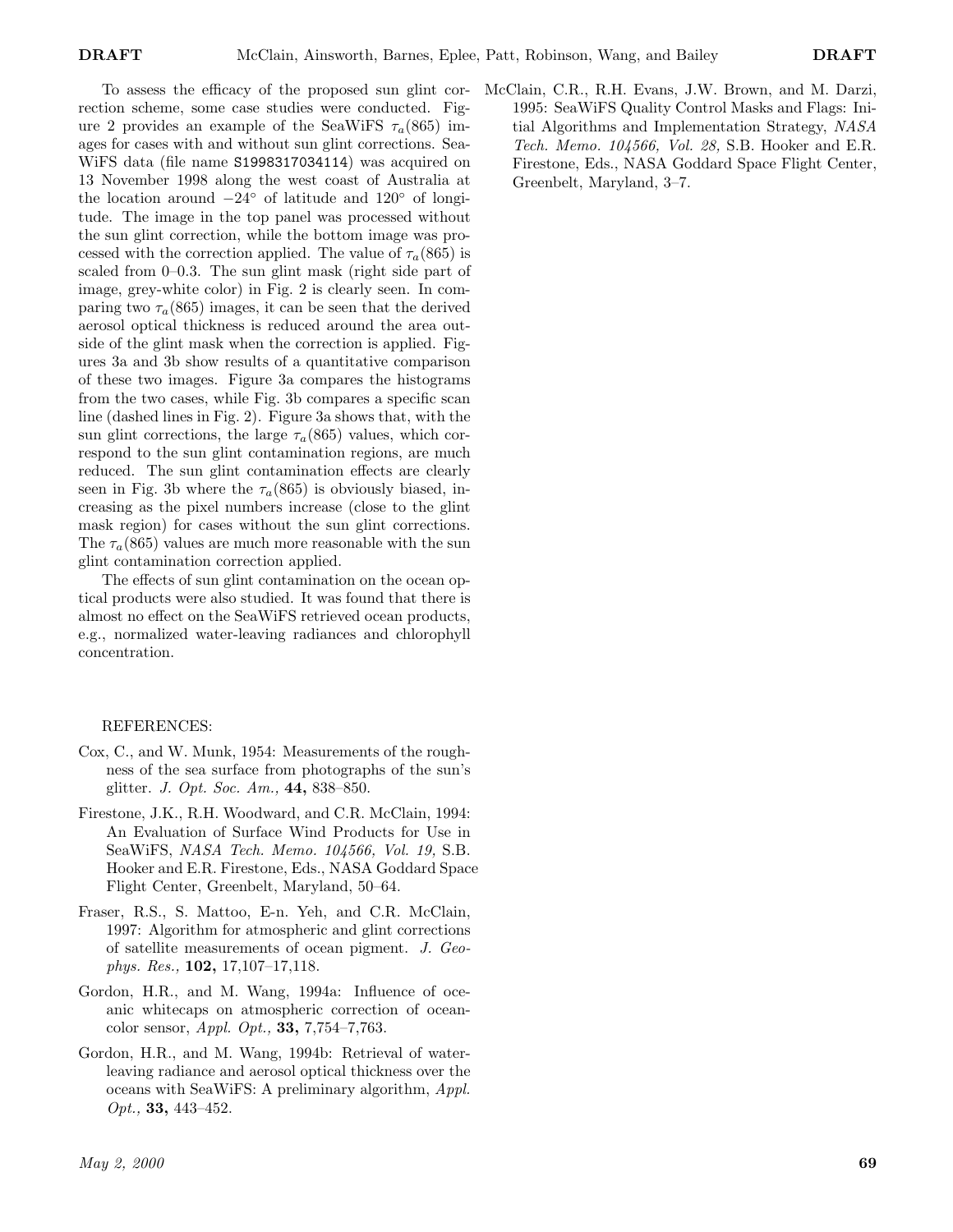To assess the efficacy of the proposed sun glint correction scheme, some case studies were conducted. Figure 2 provides an example of the SeaWiFS $\tau_a(865)$ images for cases with and without sun glint corrections. SeaWiFS data (file name S1998317034114) was acquired on 13 November 1998 along the west coast of Australia at the location around $-24^\circ$ of latitude and $120^\circ$ of longitude. The image in the top panel was processed without the sun glint correction, while the bottom image was processed with the correction applied. The value of $\tau_a(865)$ is scaled from 0–0.3. The sun glint mask (right side part of image, grey-white color) in Fig. 2 is clearly seen. In comparing two $\tau_a(865)$ images, it can be seen that the derived aerosol optical thickness is reduced around the area outside of the glint mask when the correction is applied. Figures 3a and 3b show results of a quantitative comparison of these two images. Figure 3a compares the histograms from the two cases, while Fig. 3b compares a specific scan line (dashed lines in Fig. 2). Figure 3a shows that, with the sun glint corrections, the large $\tau_a(865)$ values, which correspond to the sun glint contamination regions, are much reduced. The sun glint contamination effects are clearly seen in Fig. 3b where the $\tau_a(865)$ is obviously biased, increasing as the pixel numbers increase (close to the glint mask region) for cases without the sun glint corrections. The $\tau_a(865)$ values are much more reasonable with the sun glint contamination correction applied.

The effects of sun glint contamination on the ocean optical products were also studied. It was found that there is almost no effect on the SeaWiFS retrieved ocean products, e.g., normalized water-leaving radiances and chlorophyll concentration.

REFERENCES:

Cox, C., and W. Munk, 1954: Measurements of the roughness of the sea surface from photographs of the sun's glitter. *J. Opt. Soc. Am.,* **44,** 838–850.

Firestone, J.K., R.H. Woodward, and C.R. McClain, 1994: An Evaluation of Surface Wind Products for Use in SeaWiFS, *NASA Tech. Memo. 104566, Vol. 19,* S.B. Hooker and E.R. Firestone, Eds., NASA Goddard Space Flight Center, Greenbelt, Maryland, 50–64.

Fraser, R.S., S. Mattoo, E-n. Yeh, and C.R. McClain, 1997: Algorithm for atmospheric and glint corrections of satellite measurements of ocean pigment. *J. Geophys. Res.,* **102,** 17,107–17,118.

Gordon, H.R., and M. Wang, 1994a: Influence of oceanic whitecaps on atmospheric correction of ocean-color sensor, *Appl. Opt.,* **33,** 7,754–7,763.

Gordon, H.R., and M. Wang, 1994b: Retrieval of water-leaving radiance and aerosol optical thickness over the oceans with SeaWiFS: A preliminary algorithm, *Appl. Opt.,* **33,** 443–452.

McClain, C.R., R.H. Evans, J.W. Brown, and M. Darzi, 1995: SeaWiFS Quality Control Masks and Flags: Initial Algorithms and Implementation Strategy, *NASA Tech. Memo. 104566, Vol. 28,* S.B. Hooker and E.R. Firestone, Eds., NASA Goddard Space Flight Center, Greenbelt, Maryland, 3–7.